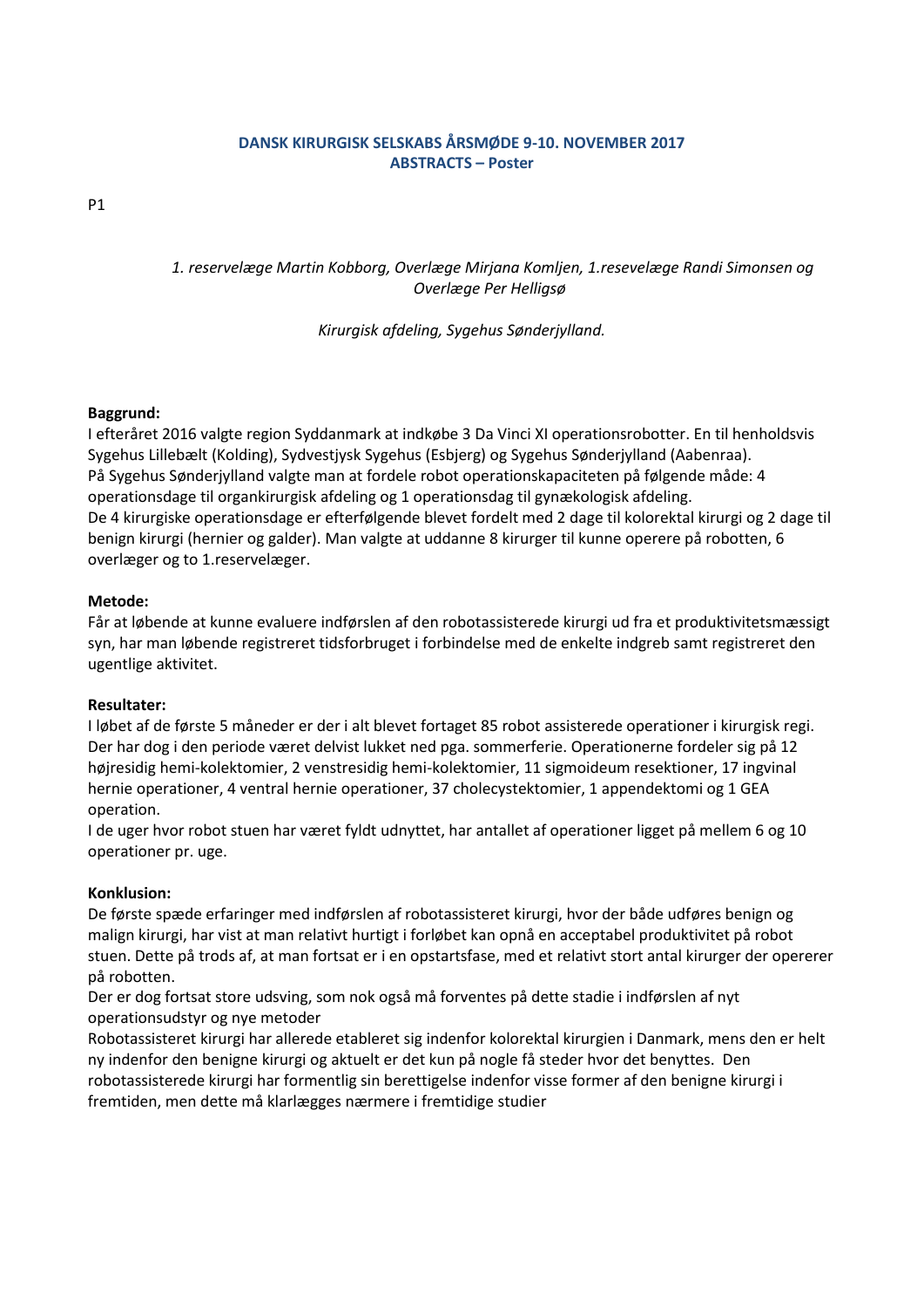**DANSK KIRURGISK SELSKABS ÅRSMØDE 9-10. NOVEMBER 2017**
**ABSTRACTS – Poster**

P1

*1. reservelæge Martin Kobborg, Overlæge Mirjana Komljen, 1.resevelæge Randi Simonsen og Overlæge Per Helligsø*

*Kirurgisk afdeling, Sygehus Sønderjylland.*

**Baggrund:**
I efteråret 2016 valgte region Syddanmark at indkøbe 3 Da Vinci XI operationsrobotter. En til henholdsvis Sygehus Lillebælt (Kolding), Sydvestjysk Sygehus (Esbjerg) og Sygehus Sønderjylland (Aabenraa).
På Sygehus Sønderjylland valgte man at fordele robot operationskapaciteten på følgende måde: 4 operationsdage til organkirurgisk afdeling og 1 operationsdag til gynækologisk afdeling.
De 4 kirurgiske operationsdage er efterfølgende blevet fordelt med 2 dage til kolorektal kirurgi og 2 dage til benign kirurgi (hernier og galder). Man valgte at uddanne 8 kirurger til kunne operere på robotten, 6 overlæger og to 1.reservelæger.

**Metode:**
Får at løbende at kunne evaluere indførslen af den robotassisterede kirurgi ud fra et produktivitetsmæssigt syn, har man løbende registreret tidsforbruget i forbindelse med de enkelte indgreb samt registreret den ugentlige aktivitet.

**Resultater:**
I løbet af de første 5 måneder er der i alt blevet fortaget 85 robot assisterede operationer i kirurgisk regi. Der har dog i den periode været delvist lukket ned pga. sommerferie. Operationerne fordeler sig på 12 højresidig hemi-kolektomier, 2 venstresidig hemi-kolektomier, 11 sigmoideum resektioner, 17 ingvinal hernie operationer, 4 ventral hernie operationer, 37 cholecystektomier, 1 appendektomi og 1 GEA operation.
I de uger hvor robot stuen har været fyldt udnyttet, har antallet af operationer ligget på mellem 6 og 10 operationer pr. uge.

**Konklusion:**
De første spæde erfaringer med indførslen af robotassisteret kirurgi, hvor der både udføres benign og malign kirurgi, har vist at man relativt hurtigt i forløbet kan opnå en acceptabel produktivitet på robot stuen. Dette på trods af, at man fortsat er i en opstartsfase, med et relativt stort antal kirurger der opererer på robotten.
Der er dog fortsat store udsving, som nok også må forventes på dette stadie i indførslen af nyt operationsudstyr og nye metoder
Robotassisteret kirurgi har allerede etableret sig indenfor kolorektal kirurgien i Danmark, mens den er helt ny indenfor den benigne kirurgi og aktuelt er det kun på nogle få steder hvor det benyttes. Den robotassisterede kirurgi har formentlig sin berettigelse indenfor visse former af den benigne kirurgi i fremtiden, men dette må klarlægges nærmere i fremtidige studier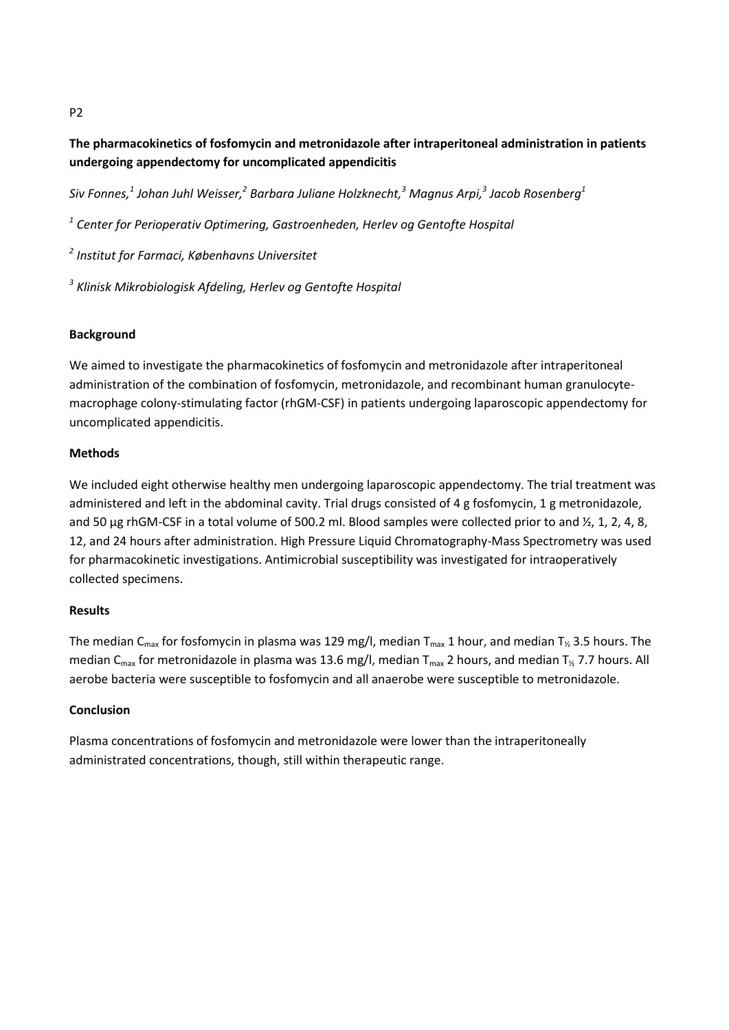P2

**The pharmacokinetics of fosfomycin and metronidazole after intraperitoneal administration in patients undergoing appendectomy for uncomplicated appendicitis**

*Siv Fonnes,[1] Johan Juhl Weisser,[2] Barbara Juliane Holzknecht,[3] Magnus Arpi,[3] Jacob Rosenberg[1]*

*[1] Center for Perioperativ Optimering, Gastroenheden, Herlev og Gentofte Hospital*

*[2] Institut for Farmaci, Københavns Universitet*

*[3] Klinisk Mikrobiologisk Afdeling, Herlev og Gentofte Hospital*

**Background**

We aimed to investigate the pharmacokinetics of fosfomycin and metronidazole after intraperitoneal administration of the combination of fosfomycin, metronidazole, and recombinant human granulocyte-macrophage colony-stimulating factor (rhGM-CSF) in patients undergoing laparoscopic appendectomy for uncomplicated appendicitis.

**Methods**

We included eight otherwise healthy men undergoing laparoscopic appendectomy. The trial treatment was administered and left in the abdominal cavity. Trial drugs consisted of 4 g fosfomycin, 1 g metronidazole, and 50 µg rhGM-CSF in a total volume of 500.2 ml. Blood samples were collected prior to and ½, 1, 2, 4, 8, 12, and 24 hours after administration. High Pressure Liquid Chromatography-Mass Spectrometry was used for pharmacokinetic investigations. Antimicrobial susceptibility was investigated for intraoperatively collected specimens.

**Results**

The median $C_{max}$ for fosfomycin in plasma was 129 mg/l, median $T_{max}$ 1 hour, and median $T_{½}$ 3.5 hours. The median $C_{max}$ for metronidazole in plasma was 13.6 mg/l, median $T_{max}$ 2 hours, and median $T_{½}$ 7.7 hours. All aerobe bacteria were susceptible to fosfomycin and all anaerobe were susceptible to metronidazole.

**Conclusion**

Plasma concentrations of fosfomycin and metronidazole were lower than the intraperitoneally administrated concentrations, though, still within therapeutic range.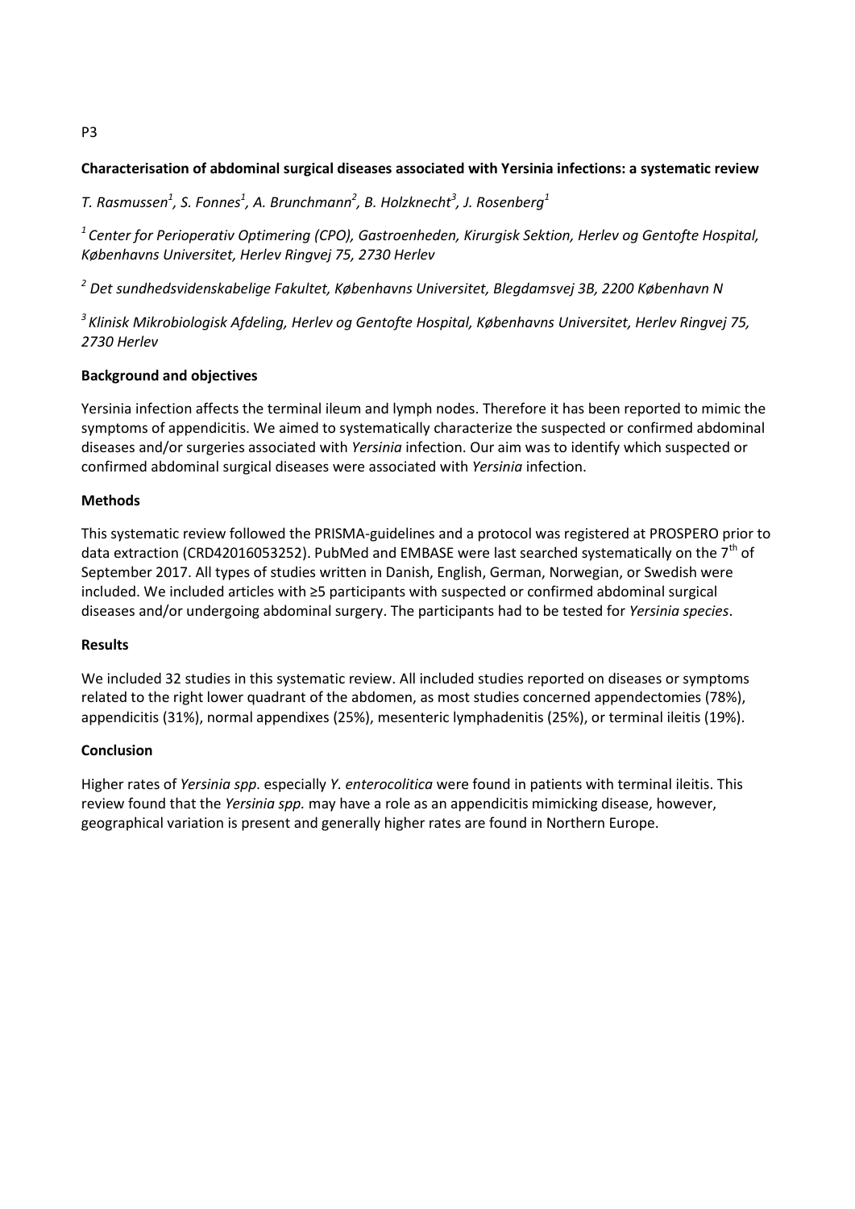P3

**Characterisation of abdominal surgical diseases associated with Yersinia infections: a systematic review**

*T. Rasmussen[1], S. Fonnes[1], A. Brunchmann[2], B. Holzknecht[3], J. Rosenberg[1]*

*[1] Center for Perioperativ Optimering (CPO), Gastroenheden, Kirurgisk Sektion, Herlev og Gentofte Hospital, Københavns Universitet, Herlev Ringvej 75, 2730 Herlev*

*[2] Det sundhedsvidenskabelige Fakultet, Københavns Universitet, Blegdamsvej 3B, 2200 København N*

*[3] Klinisk Mikrobiologisk Afdeling, Herlev og Gentofte Hospital, Københavns Universitet, Herlev Ringvej 75, 2730 Herlev*

**Background and objectives**

Yersinia infection affects the terminal ileum and lymph nodes. Therefore it has been reported to mimic the symptoms of appendicitis. We aimed to systematically characterize the suspected or confirmed abdominal diseases and/or surgeries associated with *Yersinia* infection. Our aim was to identify which suspected or confirmed abdominal surgical diseases were associated with *Yersinia* infection.

**Methods**

This systematic review followed the PRISMA-guidelines and a protocol was registered at PROSPERO prior to data extraction (CRD42016053252). PubMed and EMBASE were last searched systematically on the 7th of September 2017. All types of studies written in Danish, English, German, Norwegian, or Swedish were included. We included articles with ≥5 participants with suspected or confirmed abdominal surgical diseases and/or undergoing abdominal surgery. The participants had to be tested for *Yersinia species*.

**Results**

We included 32 studies in this systematic review. All included studies reported on diseases or symptoms related to the right lower quadrant of the abdomen, as most studies concerned appendectomies (78%), appendicitis (31%), normal appendixes (25%), mesenteric lymphadenitis (25%), or terminal ileitis (19%).

**Conclusion**

Higher rates of *Yersinia spp*. especially *Y. enterocolitica* were found in patients with terminal ileitis. This review found that the *Yersinia spp.* may have a role as an appendicitis mimicking disease, however, geographical variation is present and generally higher rates are found in Northern Europe.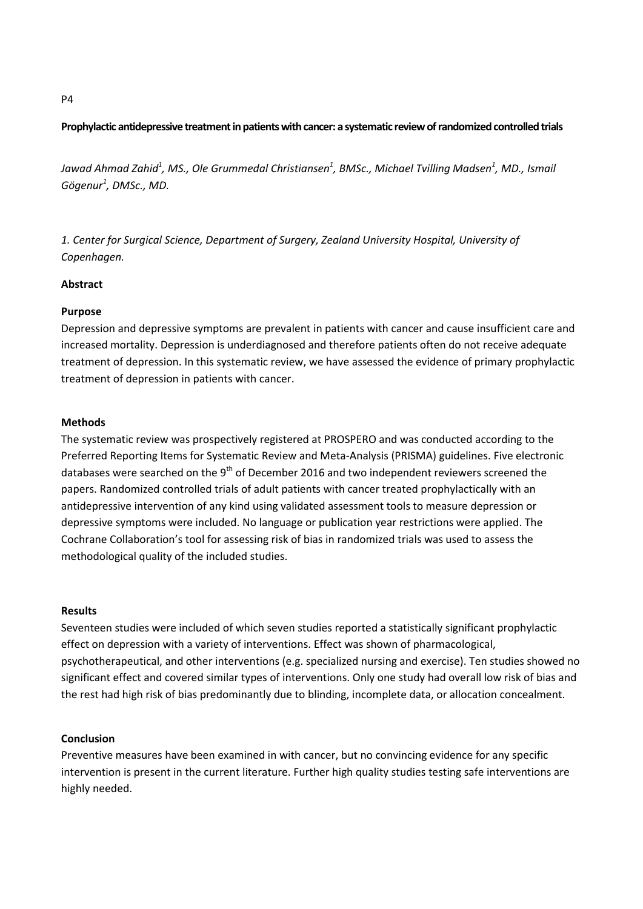P4

**Prophylactic antidepressive treatment in patients with cancer: a systematic review of randomized controlled trials**

*Jawad Ahmad Zahid[1], MS., Ole Grummedal Christiansen[1], BMSc., Michael Tvilling Madsen[1], MD., Ismail Gögenur[1], DMSc., MD.*

*1. Center for Surgical Science, Department of Surgery, Zealand University Hospital, University of Copenhagen.*

**Abstract**

**Purpose**

Depression and depressive symptoms are prevalent in patients with cancer and cause insufficient care and increased mortality. Depression is underdiagnosed and therefore patients often do not receive adequate treatment of depression. In this systematic review, we have assessed the evidence of primary prophylactic treatment of depression in patients with cancer.

**Methods**

The systematic review was prospectively registered at PROSPERO and was conducted according to the Preferred Reporting Items for Systematic Review and Meta-Analysis (PRISMA) guidelines. Five electronic databases were searched on the 9th of December 2016 and two independent reviewers screened the papers. Randomized controlled trials of adult patients with cancer treated prophylactically with an antidepressive intervention of any kind using validated assessment tools to measure depression or depressive symptoms were included. No language or publication year restrictions were applied. The Cochrane Collaboration's tool for assessing risk of bias in randomized trials was used to assess the methodological quality of the included studies.

**Results**

Seventeen studies were included of which seven studies reported a statistically significant prophylactic effect on depression with a variety of interventions. Effect was shown of pharmacological, psychotherapeutical, and other interventions (e.g. specialized nursing and exercise). Ten studies showed no significant effect and covered similar types of interventions. Only one study had overall low risk of bias and the rest had high risk of bias predominantly due to blinding, incomplete data, or allocation concealment.

**Conclusion**

Preventive measures have been examined in with cancer, but no convincing evidence for any specific intervention is present in the current literature. Further high quality studies testing safe interventions are highly needed.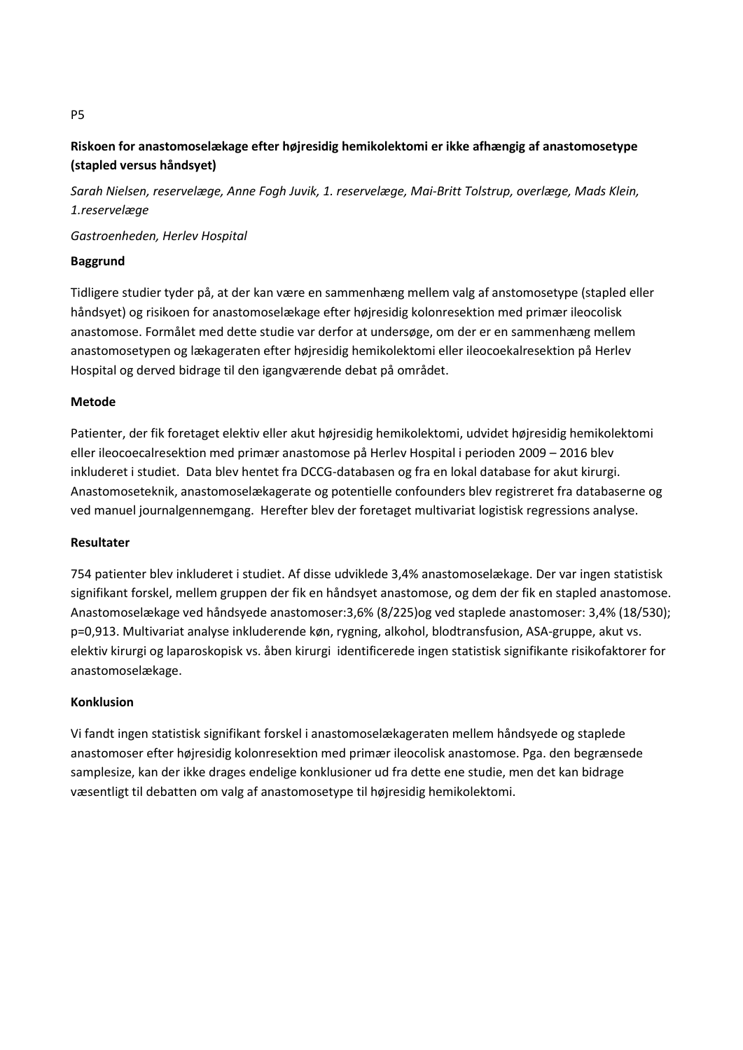P5

**Riskoen for anastomoselækage efter højresidig hemikolektomi er ikke afhængig af anastomosetype (stapled versus håndsyet)**

*Sarah Nielsen, reservelæge, Anne Fogh Juvik, 1. reservelæge, Mai-Britt Tolstrup, overlæge, Mads Klein, 1.reservelæge*

*Gastroenheden, Herlev Hospital*

**Baggrund**

Tidligere studier tyder på, at der kan være en sammenhæng mellem valg af anstomosetype (stapled eller håndsyet) og risikoen for anastomoselækage efter højresidig kolonresektion med primær ileocolisk anastomose. Formålet med dette studie var derfor at undersøge, om der er en sammenhæng mellem anastomosetypen og lækageraten efter højresidig hemikolektomi eller ileocoekalresektion på Herlev Hospital og derved bidrage til den igangværende debat på området.

**Metode**

Patienter, der fik foretaget elektiv eller akut højresidig hemikolektomi, udvidet højresidig hemikolektomi eller ileocoecalresektion med primær anastomose på Herlev Hospital i perioden 2009 – 2016 blev inkluderet i studiet. Data blev hentet fra DCCG-databasen og fra en lokal database for akut kirurgi. Anastomoseteknik, anastomoselækagerate og potentielle confounders blev registreret fra databaserne og ved manuel journalgennemgang. Herefter blev der foretaget multivariat logistisk regressions analyse.

**Resultater**

754 patienter blev inkluderet i studiet. Af disse udviklede 3,4% anastomoselækage. Der var ingen statistisk signifikant forskel, mellem gruppen der fik en håndsyet anastomose, og dem der fik en stapled anastomose. Anastomoselækage ved håndsyede anastomoser:3,6% (8/225)og ved staplede anastomoser: 3,4% (18/530); p=0,913. Multivariat analyse inkluderende køn, rygning, alkohol, blodtransfusion, ASA-gruppe, akut vs. elektiv kirurgi og laparoskopisk vs. åben kirurgi identificerede ingen statistisk signifikante risikofaktorer for anastomoselækage.

**Konklusion**

Vi fandt ingen statistisk signifikant forskel i anastomoselækageraten mellem håndsyede og staplede anastomoser efter højresidig kolonresektion med primær ileocolisk anastomose. Pga. den begrænsede samplesize, kan der ikke drages endelige konklusioner ud fra dette ene studie, men det kan bidrage væsentligt til debatten om valg af anastomosetype til højresidig hemikolektomi.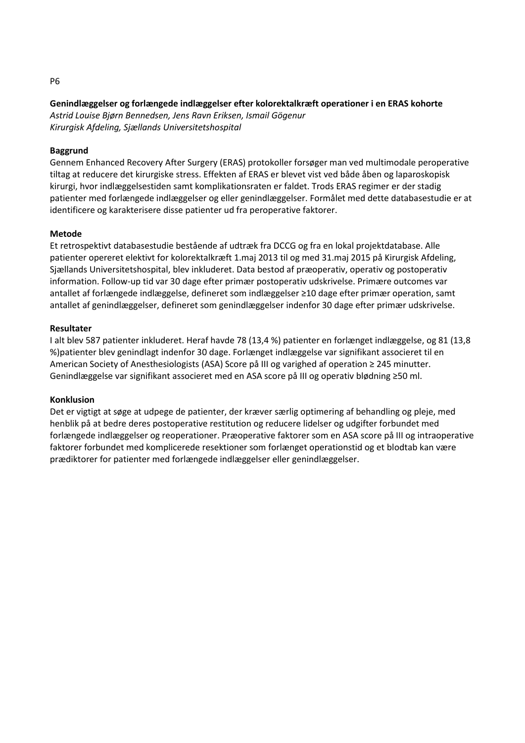P6

**Genindlæggelser og forlængede indlæggelser efter kolorektalkræft operationer i en ERAS kohorte**

*Astrid Louise Bjørn Bennedsen, Jens Ravn Eriksen, Ismail Gögenur*
*Kirurgisk Afdeling, Sjællands Universitetshospital*

**Baggrund**

Gennem Enhanced Recovery After Surgery (ERAS) protokoller forsøger man ved multimodale peroperative tiltag at reducere det kirurgiske stress. Effekten af ERAS er blevet vist ved både åben og laparoskopisk kirurgi, hvor indlæggelsestiden samt komplikationsraten er faldet. Trods ERAS regimer er der stadig patienter med forlængede indlæggelser og eller genindlæggelser. Formålet med dette databasestudie er at identificere og karakterisere disse patienter ud fra peroperative faktorer.

**Metode**

Et retrospektivt databasestudie bestående af udtræk fra DCCG og fra en lokal projektdatabase. Alle patienter opereret elektivt for kolorektalkræft 1.maj 2013 til og med 31.maj 2015 på Kirurgisk Afdeling, Sjællands Universitetshospital, blev inkluderet. Data bestod af præoperativ, operativ og postoperativ information. Follow-up tid var 30 dage efter primær postoperativ udskrivelse. Primære outcomes var antallet af forlængede indlæggelse, defineret som indlæggelser ≥10 dage efter primær operation, samt antallet af genindlæggelser, defineret som genindlæggelser indenfor 30 dage efter primær udskrivelse.

**Resultater**

I alt blev 587 patienter inkluderet. Heraf havde 78 (13,4 %) patienter en forlænget indlæggelse, og 81 (13,8 %)patienter blev genindlagt indenfor 30 dage. Forlænget indlæggelse var signifikant associeret til en American Society of Anesthesiologists (ASA) Score på III og varighed af operation ≥ 245 minutter. Genindlæggelse var signifikant associeret med en ASA score på III og operativ blødning ≥50 ml.

**Konklusion**

Det er vigtigt at søge at udpege de patienter, der kræver særlig optimering af behandling og pleje, med henblik på at bedre deres postoperative restitution og reducere lidelser og udgifter forbundet med forlængede indlæggelser og reoperationer. Præoperative faktorer som en ASA score på III og intraoperative faktorer forbundet med komplicerede resektioner som forlænget operationstid og et blodtab kan være prædiktorer for patienter med forlængede indlæggelser eller genindlæggelser.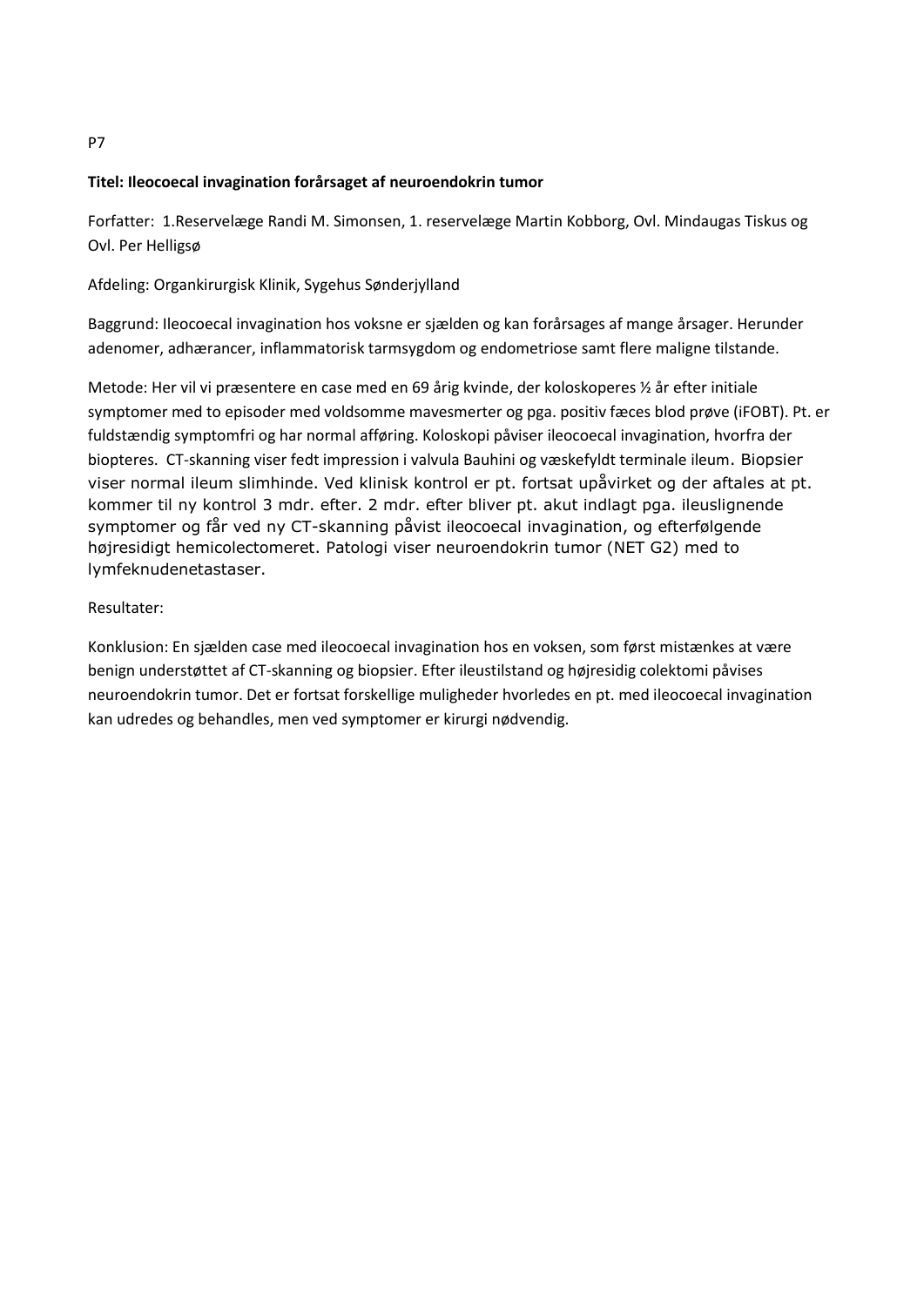P7

**Titel: Ileocoecal invagination forårsaget af neuroendokrin tumor**

Forfatter: 1.Reservelæge Randi M. Simonsen, 1. reservelæge Martin Kobborg, Ovl. Mindaugas Tiskus og Ovl. Per Helligsø

Afdeling: Organkirurgisk Klinik, Sygehus Sønderjylland

Baggrund: Ileocoecal invagination hos voksne er sjælden og kan forårsages af mange årsager. Herunder adenomer, adhærancer, inflammatorisk tarmsygdom og endometriose samt flere maligne tilstande.

Metode: Her vil vi præsentere en case med en 69 årig kvinde, der koloskoperes ½ år efter initiale symptomer med to episoder med voldsomme mavesmerter og pga. positiv fæces blod prøve (iFOBT). Pt. er fuldstændig symptomfri og har normal afføring. Koloskopi påviser ileocoecal invagination, hvorfra der biopteres. CT-skanning viser fedt impression i valvula Bauhini og væskefyldt terminale ileum. Biopsier viser normal ileum slimhinde. Ved klinisk kontrol er pt. fortsat upåvirket og der aftales at pt. kommer til ny kontrol 3 mdr. efter. 2 mdr. efter bliver pt. akut indlagt pga. ileuslignende symptomer og får ved ny CT-skanning påvist ileocoecal invagination, og efterfølgende højresidigt hemicolectomeret. Patologi viser neuroendokrin tumor (NET G2) med to lymfeknudenetastaser.

Resultater:

Konklusion: En sjælden case med ileocoecal invagination hos en voksen, som først mistænkes at være benign understøttet af CT-skanning og biopsier. Efter ileustilstand og højresidig colektomi påvises neuroendokrin tumor. Det er fortsat forskellige muligheder hvorledes en pt. med ileocoecal invagination kan udredes og behandles, men ved symptomer er kirurgi nødvendig.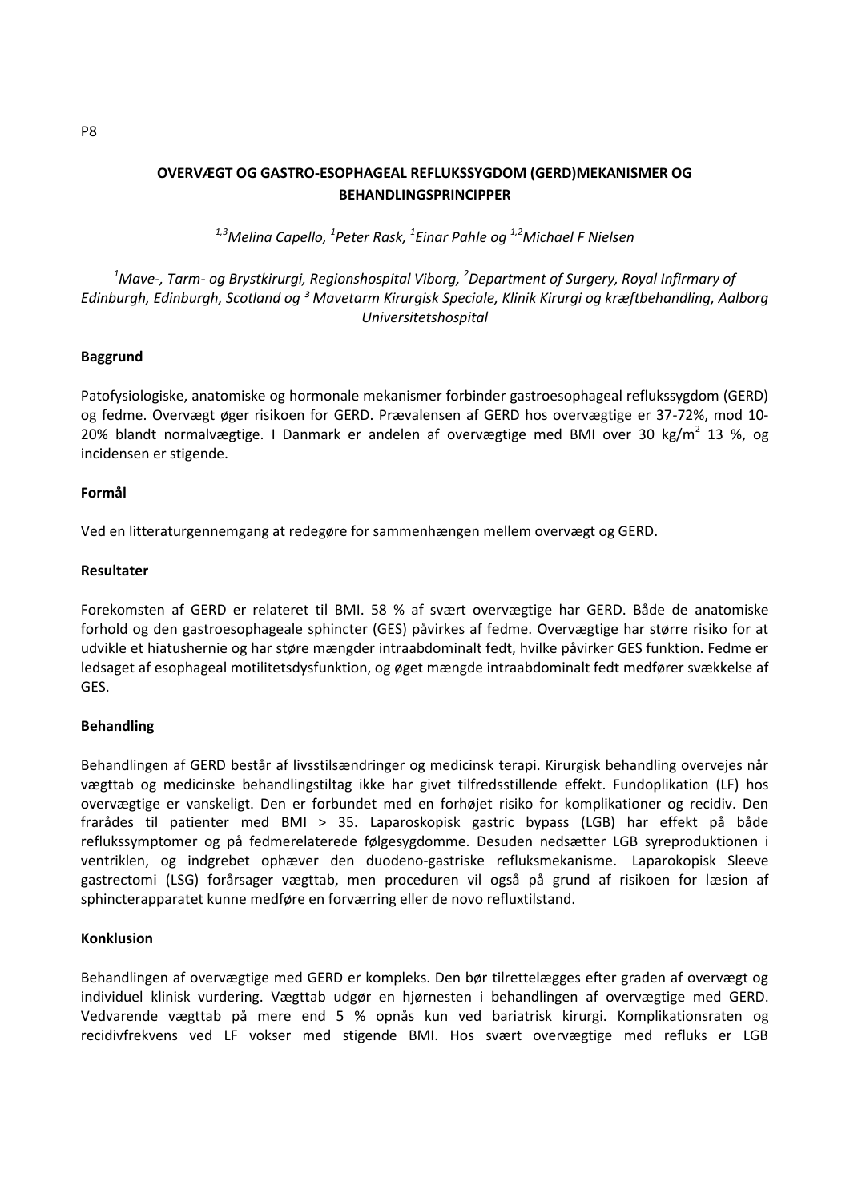P8

## OVERVÆGT OG GASTRO-ESOPHAGEAL REFLUKSSYGDOM (GERD)MEKANISMER OG BEHANDLINGSPRINCIPPER

*[1,3]Melina Capello, [1]Peter Rask, [1]Einar Pahle og [1,2]Michael F Nielsen*

*[1]Mave-, Tarm- og Brystkirurgi, Regionshospital Viborg, [2]Department of Surgery, Royal Infirmary of Edinburgh, Edinburgh, Scotland og [3] Mavetarm Kirurgisk Speciale, Klinik Kirurgi og kræftbehandling, Aalborg Universitetshospital*

**Baggrund**

Patofysiologiske, anatomiske og hormonale mekanismer forbinder gastroesophageal reflukssygdom (GERD) og fedme. Overvægt øger risikoen for GERD. Prævalensen af GERD hos overvægtige er 37-72%, mod 10-20% blandt normalvægtige. I Danmark er andelen af overvægtige med BMI over 30 kg/m$^2$ 13 %, og incidensen er stigende.

**Formål**

Ved en litteraturgennemgang at redegøre for sammenhængen mellem overvægt og GERD.

**Resultater**

Forekomsten af GERD er relateret til BMI. 58 % af svært overvægtige har GERD. Både de anatomiske forhold og den gastroesophageale sphincter (GES) påvirkes af fedme. Overvægtige har større risiko for at udvikle et hiatushernie og har støre mængder intraabdominalt fedt, hvilke påvirker GES funktion. Fedme er ledsaget af esophageal motilitetsdysfunktion, og øget mængde intraabdominalt fedt medfører svækkelse af GES.

**Behandling**

Behandlingen af GERD består af livsstilsændringer og medicinsk terapi. Kirurgisk behandling overvejes når vægttab og medicinske behandlingstiltag ikke har givet tilfredsstillende effekt. Fundoplikation (LF) hos overvægtige er vanskeligt. Den er forbundet med en forhøjet risiko for komplikationer og recidiv. Den frarådes til patienter med BMI > 35. Laparoskopisk gastric bypass (LGB) har effekt på både reflukssymptomer og på fedmerelaterede følgesygdomme. Desuden nedsætter LGB syreproduktionen i ventriklen, og indgrebet ophæver den duodeno-gastriske refluksmekanisme. Laparokopisk Sleeve gastrectomi (LSG) forårsager vægttab, men proceduren vil også på grund af risikoen for læsion af sphincterapparatet kunne medføre en forværring eller de novo refluxtilstand.

**Konklusion**

Behandlingen af overvægtige med GERD er kompleks. Den bør tilrettelægges efter graden af overvægt og individuel klinisk vurdering. Vægttab udgør en hjørnesten i behandlingen af overvægtige med GERD. Vedvarende vægttab på mere end 5 % opnås kun ved bariatrisk kirurgi. Komplikationsraten og recidivfrekvens ved LF vokser med stigende BMI. Hos svært overvægtige med refluks er LGB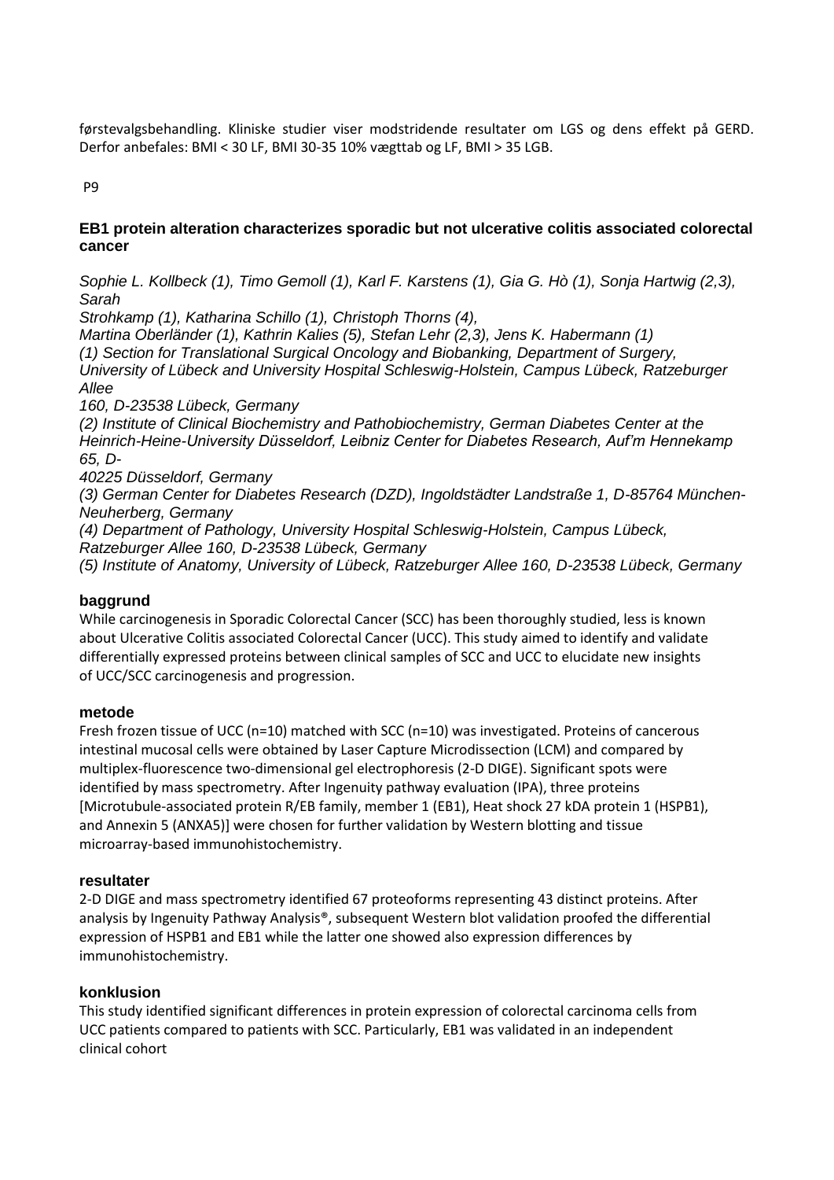førstevalgsbehandling. Kliniske studier viser modstridende resultater om LGS og dens effekt på GERD. Derfor anbefales: BMI < 30 LF, BMI 30-35 10% vægttab og LF, BMI > 35 LGB.

P9

## EB1 protein alteration characterizes sporadic but not ulcerative colitis associated colorectal cancer

*Sophie L. Kollbeck (1), Timo Gemoll (1), Karl F. Karstens (1), Gia G. Hò (1), Sonja Hartwig (2,3), Sarah Strohkamp (1), Katharina Schillo (1), Christoph Thorns (4), Martina Oberländer (1), Kathrin Kalies (5), Stefan Lehr (2,3), Jens K. Habermann (1)*

*(1) Section for Translational Surgical Oncology and Biobanking, Department of Surgery, University of Lübeck and University Hospital Schleswig-Holstein, Campus Lübeck, Ratzeburger Allee 160, D-23538 Lübeck, Germany*

*(2) Institute of Clinical Biochemistry and Pathobiochemistry, German Diabetes Center at the Heinrich-Heine-University Düsseldorf, Leibniz Center for Diabetes Research, Auf'm Hennekamp 65, D-40225 Düsseldorf, Germany*

*(3) German Center for Diabetes Research (DZD), Ingoldstädter Landstraße 1, D-85764 München-Neuherberg, Germany*

*(4) Department of Pathology, University Hospital Schleswig-Holstein, Campus Lübeck, Ratzeburger Allee 160, D-23538 Lübeck, Germany*

*(5) Institute of Anatomy, University of Lübeck, Ratzeburger Allee 160, D-23538 Lübeck, Germany*

### baggrund

While carcinogenesis in Sporadic Colorectal Cancer (SCC) has been thoroughly studied, less is known about Ulcerative Colitis associated Colorectal Cancer (UCC). This study aimed to identify and validate differentially expressed proteins between clinical samples of SCC and UCC to elucidate new insights of UCC/SCC carcinogenesis and progression.

### metode

Fresh frozen tissue of UCC (n=10) matched with SCC (n=10) was investigated. Proteins of cancerous intestinal mucosal cells were obtained by Laser Capture Microdissection (LCM) and compared by multiplex-fluorescence two-dimensional gel electrophoresis (2-D DIGE). Significant spots were identified by mass spectrometry. After Ingenuity pathway evaluation (IPA), three proteins [Microtubule-associated protein R/EB family, member 1 (EB1), Heat shock 27 kDA protein 1 (HSPB1), and Annexin 5 (ANXA5)] were chosen for further validation by Western blotting and tissue microarray-based immunohistochemistry.

### resultater

2-D DIGE and mass spectrometry identified 67 proteoforms representing 43 distinct proteins. After analysis by Ingenuity Pathway Analysis®, subsequent Western blot validation proofed the differential expression of HSPB1 and EB1 while the latter one showed also expression differences by immunohistochemistry.

### konklusion

This study identified significant differences in protein expression of colorectal carcinoma cells from UCC patients compared to patients with SCC. Particularly, EB1 was validated in an independent clinical cohort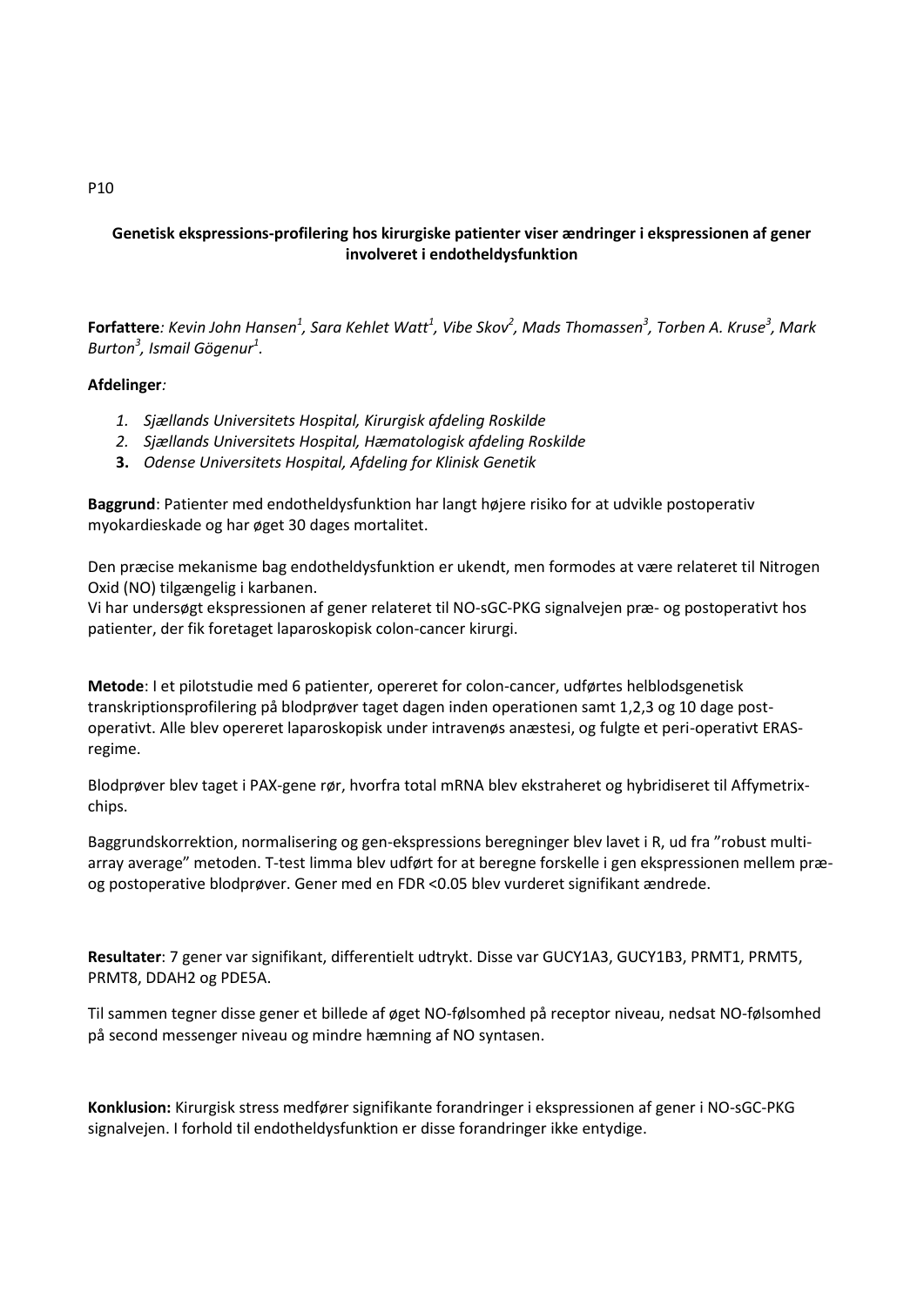P10

## Genetisk ekspressions-profilering hos kirurgiske patienter viser ændringer i ekspressionen af gener involveret i endotheldysfunktion

**Forfattere***: Kevin John Hansen[1], Sara Kehlet Watt[1], Vibe Skov[2], Mads Thomassen[3], Torben A. Kruse[3], Mark Burton[3], Ismail Gögenur[1].*

**Afdelinger***:*

1. *Sjællands Universitets Hospital, Kirurgisk afdeling Roskilde*
2. *Sjællands Universitets Hospital, Hæmatologisk afdeling Roskilde*
3. *Odense Universitets Hospital, Afdeling for Klinisk Genetik*

**Baggrund**: Patienter med endotheldysfunktion har langt højere risiko for at udvikle postoperativ myokardieskade og har øget 30 dages mortalitet.

Den præcise mekanisme bag endotheldysfunktion er ukendt, men formodes at være relateret til Nitrogen Oxid (NO) tilgængelig i karbanen.
Vi har undersøgt ekspressionen af gener relateret til NO-sGC-PKG signalvejen præ- og postoperativt hos patienter, der fik foretaget laparoskopisk colon-cancer kirurgi.

**Metode**: I et pilotstudie med 6 patienter, opereret for colon-cancer, udførtes helblodsgenetisk transkriptionsprofilering på blodprøver taget dagen inden operationen samt 1,2,3 og 10 dage post-operativt. Alle blev opereret laparoskopisk under intravenøs anæstesi, og fulgte et peri-operativt ERAS-regime.

Blodprøver blev taget i PAX-gene rør, hvorfra total mRNA blev ekstraheret og hybridiseret til Affymetrix-chips.

Baggrundskorrektion, normalisering og gen-ekspressions beregninger blev lavet i R, ud fra "robust multi-array average" metoden. T-test limma blev udført for at beregne forskelle i gen ekspressionen mellem præ- og postoperative blodprøver. Gener med en FDR <0.05 blev vurderet signifikant ændrede.

**Resultater**: 7 gener var signifikant, differentielt udtrykt. Disse var GUCY1A3, GUCY1B3, PRMT1, PRMT5, PRMT8, DDAH2 og PDE5A.

Til sammen tegner disse gener et billede af øget NO-følsomhed på receptor niveau, nedsat NO-følsomhed på second messenger niveau og mindre hæmning af NO syntasen.

**Konklusion:** Kirurgisk stress medfører signifikante forandringer i ekspressionen af gener i NO-sGC-PKG signalvejen. I forhold til endotheldysfunktion er disse forandringer ikke entydige.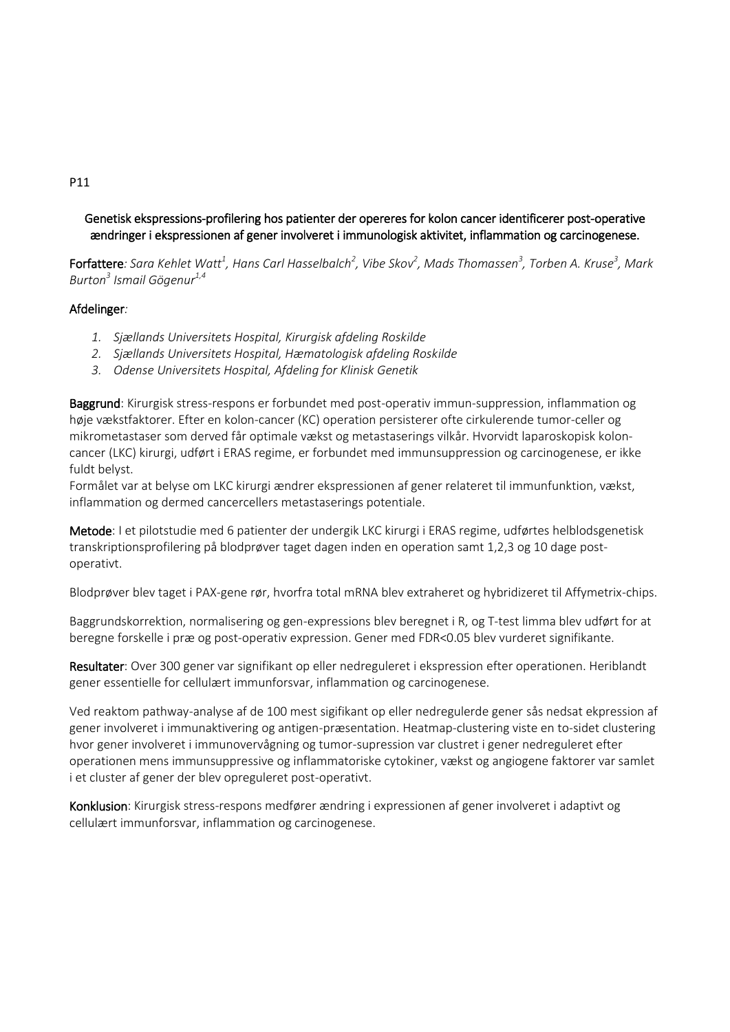P11

## Genetisk ekspressions-profilering hos patienter der opereres for kolon cancer identificerer post-operative ændringer i ekspressionen af gener involveret i immunologisk aktivitet, inflammation og carcinogenese.

**Forfattere**: *Sara Kehlet Watt[1], Hans Carl Hasselbalch[2], Vibe Skov[2], Mads Thomassen[3], Torben A. Kruse[3], Mark Burton[3] Ismail Gögenur[1,4]*

**Afdelinger**:

1. *Sjællands Universitets Hospital, Kirurgisk afdeling Roskilde*
2. *Sjællands Universitets Hospital, Hæmatologisk afdeling Roskilde*
3. *Odense Universitets Hospital, Afdeling for Klinisk Genetik*

**Baggrund**: Kirurgisk stress-respons er forbundet med post-operativ immun-suppression, inflammation og høje vækstfaktorer. Efter en kolon-cancer (KC) operation persisterer ofte cirkulerende tumor-celler og mikrometastaser som derved får optimale vækst og metastaserings vilkår. Hvorvidt laparoskopisk kolon-cancer (LKC) kirurgi, udført i ERAS regime, er forbundet med immunsuppression og carcinogenese, er ikke fuldt belyst.
Formålet var at belyse om LKC kirurgi ændrer ekspressionen af gener relateret til immunfunktion, vækst, inflammation og dermed cancercellers metastaserings potentiale.

**Metode**: I et pilotstudie med 6 patienter der undergik LKC kirurgi i ERAS regime, udførtes helblodsgenetisk transkriptionsprofilering på blodprøver taget dagen inden en operation samt 1,2,3 og 10 dage post-operativt.

Blodprøver blev taget i PAX-gene rør, hvorfra total mRNA blev extraheret og hybridizeret til Affymetrix-chips.

Baggrundskorrektion, normalisering og gen-expressions blev beregnet i R, og T-test limma blev udført for at beregne forskelle i præ og post-operativ expression. Gener med FDR<0.05 blev vurderet signifikante.

**Resultater**: Over 300 gener var signifikant op eller nedreguleret i ekspression efter operationen. Heriblandt gener essentielle for cellulært immunforsvar, inflammation og carcinogenese.

Ved reaktom pathway-analyse af de 100 mest sigifikant op eller nedregulerde gener sås nedsat ekpression af gener involveret i immunaktivering og antigen-præsentation. Heatmap-clustering viste en to-sidet clustering hvor gener involveret i immunovervågning og tumor-supression var clustret i gener nedreguleret efter operationen mens immunsuppressive og inflammatoriske cytokiner, vækst og angiogene faktorer var samlet i et cluster af gener der blev opreguleret post-operativt.

**Konklusion**: Kirurgisk stress-respons medfører ændring i expressionen af gener involveret i adaptivt og cellulært immunforsvar, inflammation og carcinogenese.